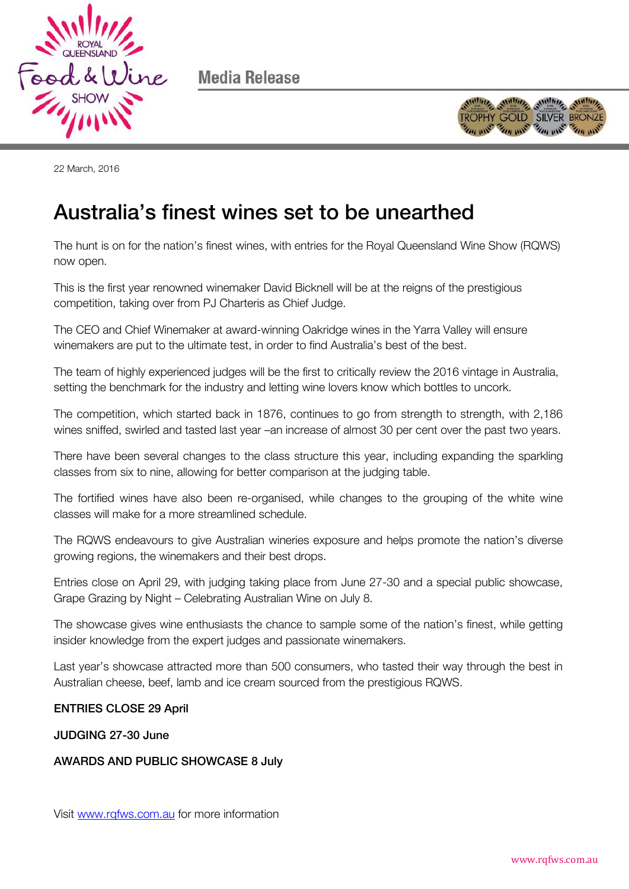Media Release

22 March, 2016

# Australia's finest wines set to be unearthed

The hunt is on for the nation's finest wines, with entries for the Royal Queensland Wine Show (RQWS) now open.

This is the first year renowned winemaker David Bicknell will be at the reigns of the prestigious competition, taking over from PJ Charteris as Chief Judge.

The CEO and Chief Winemaker at award-winning Oakridge wines in the Yarra Valley will ensure winemakers are put to the ultimate test, in order to find Australia's best of the best.

The team of highly experienced judges will be the first to critically review the 2016 vintage in Australia, setting the benchmark for the industry and letting wine lovers know which bottles to uncork.

The competition, which started back in 1876, continues to go from strength to strength, with 2,186 wines sniffed, swirled and tasted last year –an increase of almost 30 per cent over the past two years.

There have been several changes to the class structure this year, including expanding the sparkling classes from six to nine, allowing for better comparison at the judging table.

The fortified wines have also been re-organised, while changes to the grouping of the white wine classes will make for a more streamlined schedule.

The RQWS endeavours to give Australian wineries exposure and helps promote the nation's diverse growing regions, the winemakers and their best drops.

Entries close on April 29, with judging taking place from June 27-30 and a special public showcase, Grape Grazing by Night – Celebrating Australian Wine on July 8.

The showcase gives wine enthusiasts the chance to sample some of the nation's finest, while getting insider knowledge from the expert judges and passionate winemakers.

Last year's showcase attracted more than 500 consumers, who tasted their way through the best in Australian cheese, beef, lamb and ice cream sourced from the prestigious RQWS.

**ENTRIES CLOSE 29 April**

**JUDGING 27-30 June**

**AWARDS AND PUBLIC SHOWCASE 8 July**

Visit www.rqfws.com.au for more information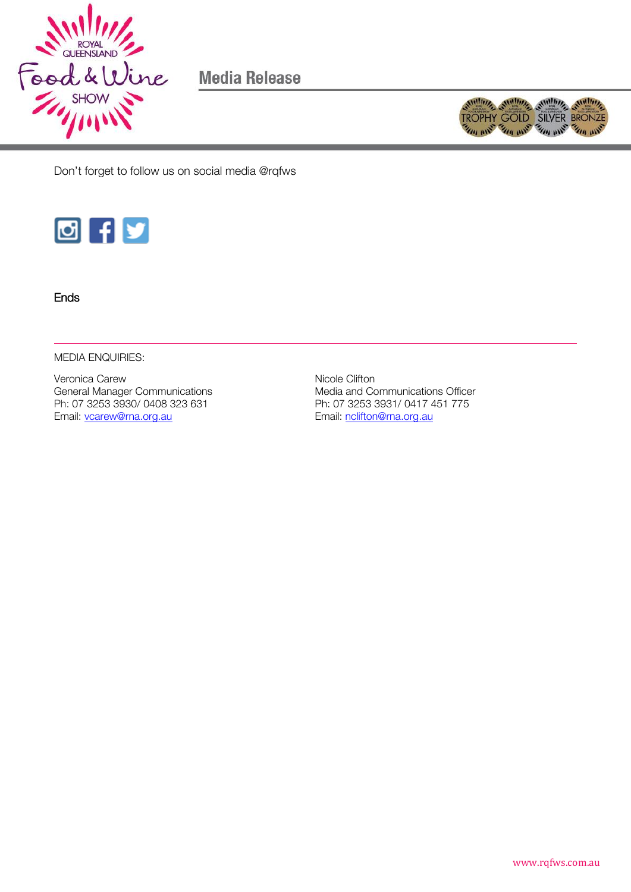Don't forget to follow us on social media @rqfws

Ends

---

MEDIA ENQUIRIES:

Veronica Carew
General Manager Communications
Ph: 07 3253 3930/ 0408 323 631
Email: vcarew@rna.org.au

Nicole Clifton
Media and Communications Officer
Ph: 07 3253 3931/ 0417 451 775
Email: nclifton@rna.org.au